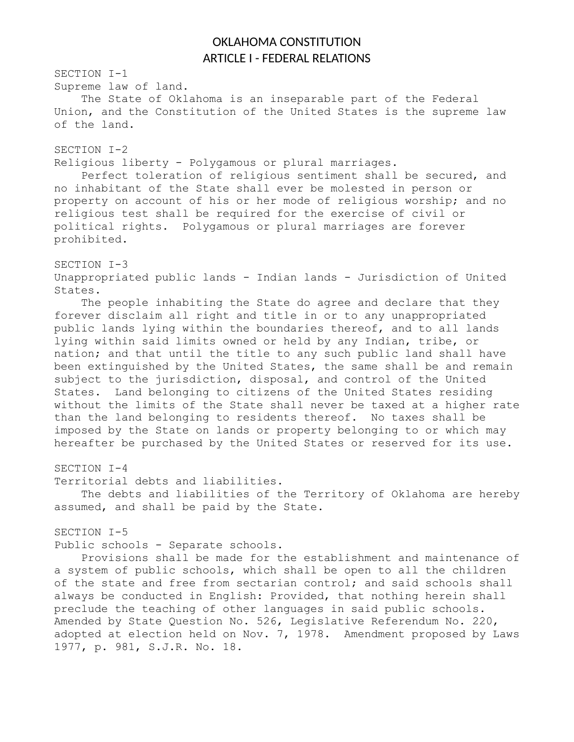# OKLAHOMA CONSTITUTION
## ARTICLE I - FEDERAL RELATIONS

SECTION I-1

Supreme law of land.

The State of Oklahoma is an inseparable part of the Federal Union, and the Constitution of the United States is the supreme law of the land.

SECTION I-2

Religious liberty - Polygamous or plural marriages.

Perfect toleration of religious sentiment shall be secured, and no inhabitant of the State shall ever be molested in person or property on account of his or her mode of religious worship; and no religious test shall be required for the exercise of civil or political rights. Polygamous or plural marriages are forever prohibited.

SECTION I-3

Unappropriated public lands - Indian lands - Jurisdiction of United States.

The people inhabiting the State do agree and declare that they forever disclaim all right and title in or to any unappropriated public lands lying within the boundaries thereof, and to all lands lying within said limits owned or held by any Indian, tribe, or nation; and that until the title to any such public land shall have been extinguished by the United States, the same shall be and remain subject to the jurisdiction, disposal, and control of the United States. Land belonging to citizens of the United States residing without the limits of the State shall never be taxed at a higher rate than the land belonging to residents thereof. No taxes shall be imposed by the State on lands or property belonging to or which may hereafter be purchased by the United States or reserved for its use.

SECTION I-4

Territorial debts and liabilities.

The debts and liabilities of the Territory of Oklahoma are hereby assumed, and shall be paid by the State.

SECTION I-5

Public schools - Separate schools.

Provisions shall be made for the establishment and maintenance of a system of public schools, which shall be open to all the children of the state and free from sectarian control; and said schools shall always be conducted in English: Provided, that nothing herein shall preclude the teaching of other languages in said public schools. Amended by State Question No. 526, Legislative Referendum No. 220, adopted at election held on Nov. 7, 1978. Amendment proposed by Laws 1977, p. 981, S.J.R. No. 18.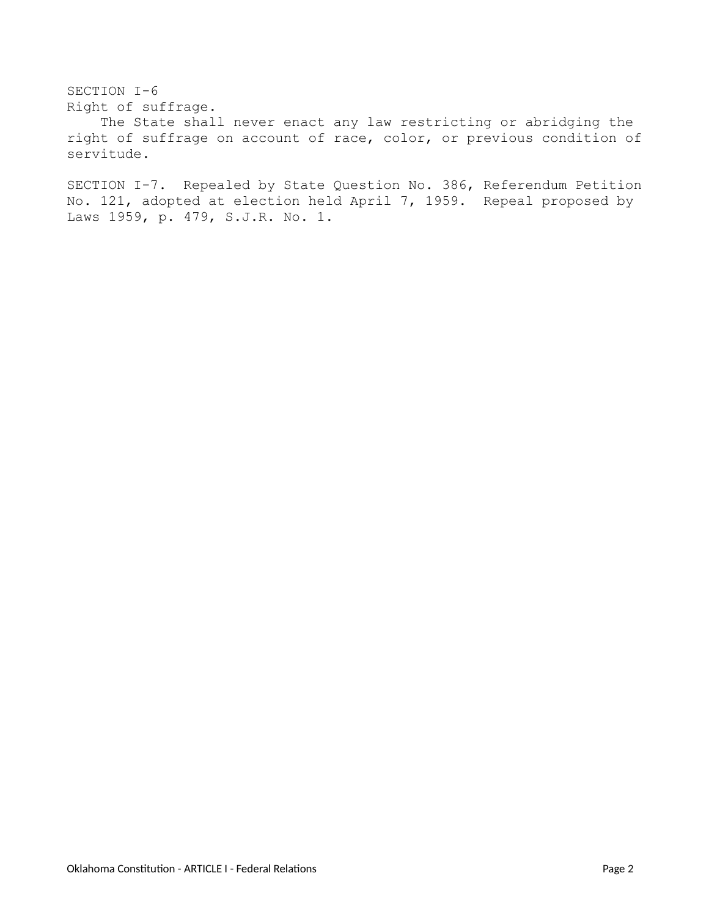SECTION I-6
Right of suffrage.

The State shall never enact any law restricting or abridging the right of suffrage on account of race, color, or previous condition of servitude.

SECTION I-7. Repealed by State Question No. 386, Referendum Petition No. 121, adopted at election held April 7, 1959. Repeal proposed by Laws 1959, p. 479, S.J.R. No. 1.